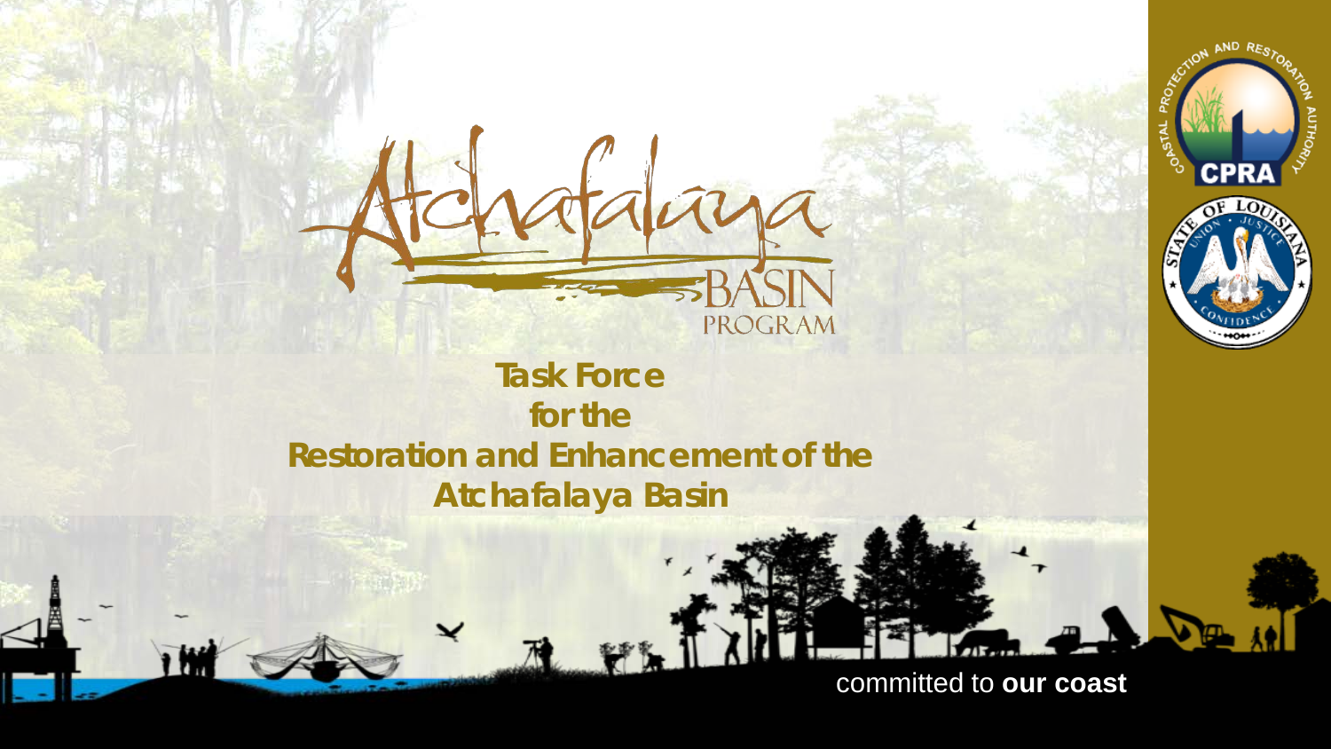# Atchafalaya BASIN PROGRAM

## Task Force for the Restoration and Enhancement of the Atchafalaya Basin

committed to **our coast**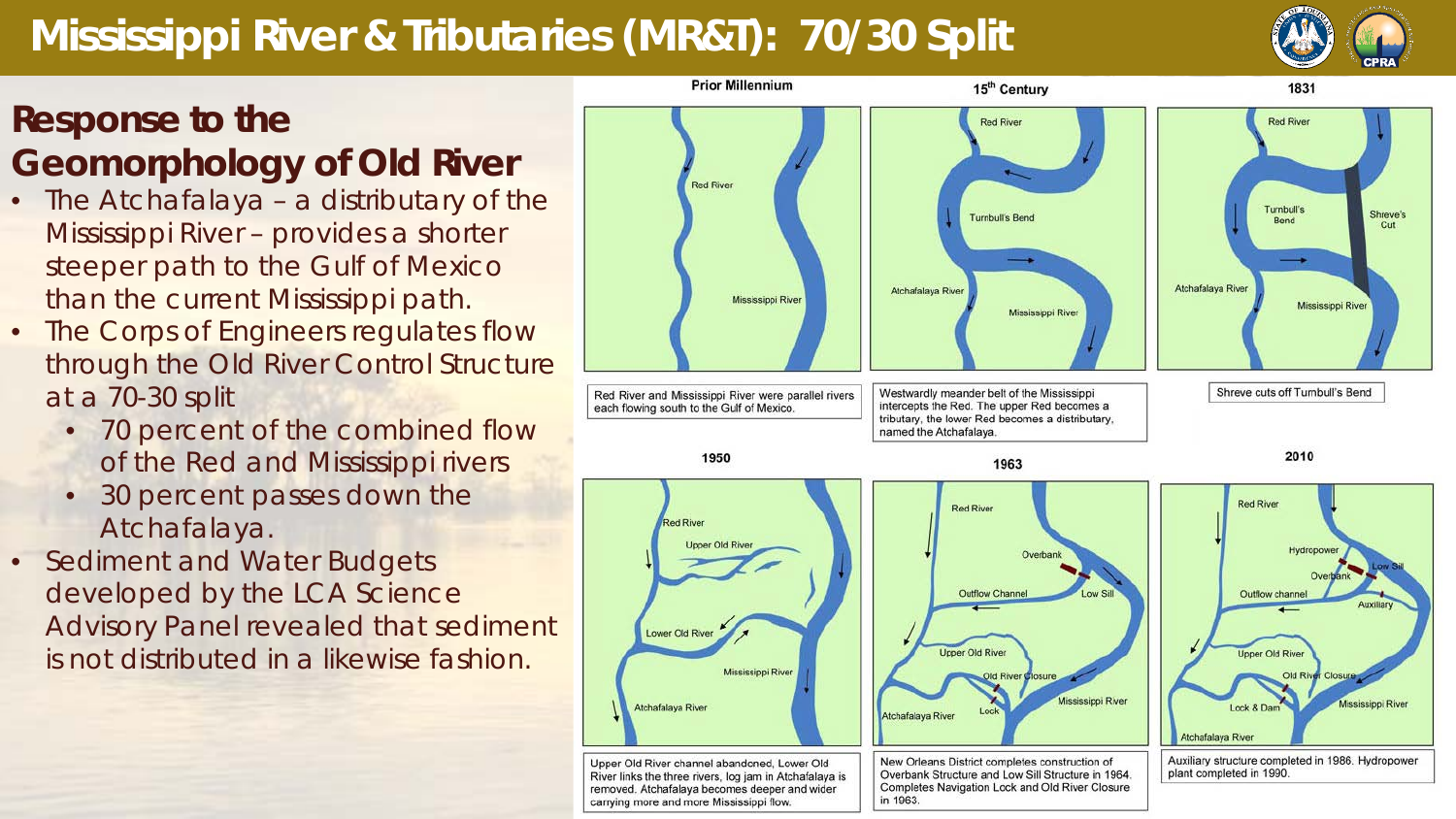# Mississippi River & Tributaries (MR&T): 70/30 Split

## Response to the Geomorphology of Old River

- The Atchafalaya – a distributary of the Mississippi River – provides a shorter steeper path to the Gulf of Mexico than the current Mississippi path.
- The Corps of Engineers regulates flow through the Old River Control Structure at a 70-30 split
  - 70 percent of the combined flow of the Red and Mississippi rivers
  - 30 percent passes down the Atchafalaya.
- Sediment and Water Budgets developed by the LCA Science Advisory Panel revealed that sediment is not distributed in a likewise fashion.

**Prior Millennium**

Red River and Mississippi River were parallel rivers each flowing south to the Gulf of Mexico.

**15th Century**

Westwardly meander belt of the Mississippi intercepts the Red. The upper Red becomes a tributary, the lower Red becomes a distributary, named the Atchafalaya.

**1831**

Shreve cuts off Turnbull's Bend

**1950**

Upper Old River channel abandoned, Lower Old River links the three rivers, log jam in Atchafalaya is removed. Atchafalaya becomes deeper and wider carrying more and more Mississippi flow.

**1963**

New Orleans District completes construction of Overbank Structure and Low Sill Structure in 1964. Completes Navigation Lock and Old River Closure in 1963.

**2010**

Auxiliary structure completed in 1986. Hydropower plant completed in 1990.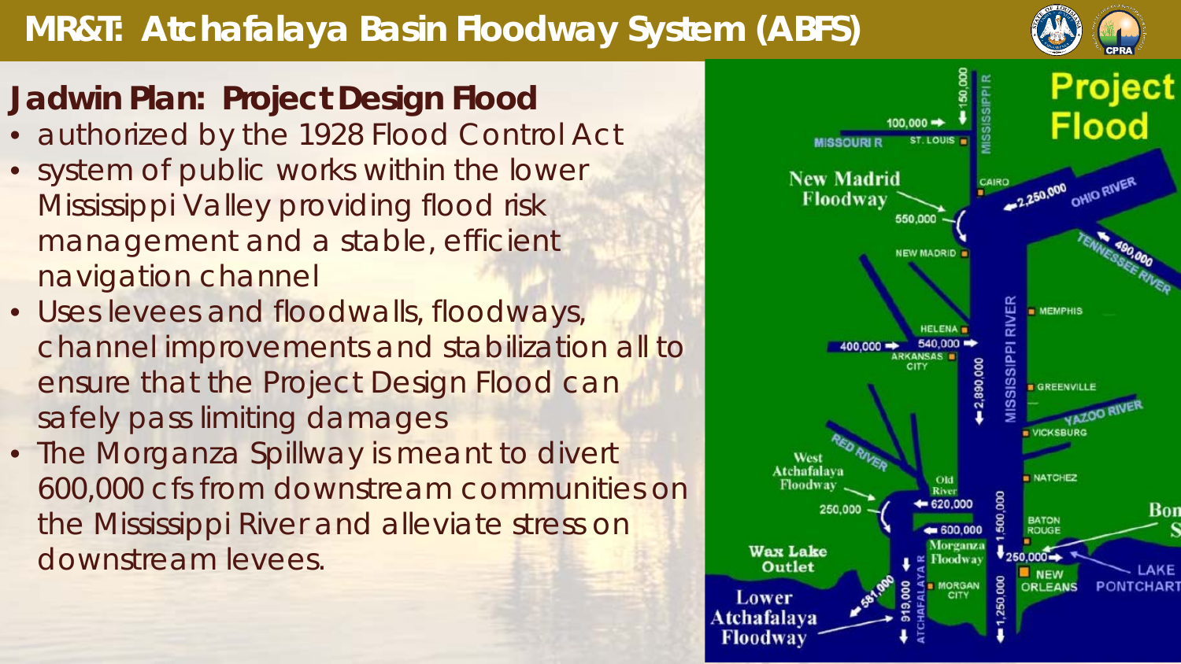# MR&T: Atchafalaya Basin Floodway System (ABFS)

## Jadwin Plan: Project Design Flood

- authorized by the 1928 Flood Control Act
- system of public works within the lower Mississippi Valley providing flood risk management and a stable, efficient navigation channel
- Uses levees and floodwalls, floodways, channel improvements and stabilization all to ensure that the Project Design Flood can safely pass limiting damages
- The Morganza Spillway is meant to divert 600,000 cfs from downstream communities on the Mississippi River and alleviate stress on downstream levees.

Project Flood

MISSISSIPPI R · 150,000 · 100,000 · MISSOURI R · ST. LOUIS · CAIRO · 2,250,000 · OHIO RIVER · New Madrid Floodway · 550,000 · NEW MADRID · TENNESSEE RIVER · 490,000 · MEMPHIS · HELENA · 400,000 · 540,000 · ARKANSAS CITY · 2,890,000 · MISSISSIPPI RIVER · GREENVILLE · YAZOO RIVER · VICKSBURG · RED RIVER · West Atchafalaya Floodway · Old River · NATCHEZ · 620,000 · 250,000 · 1,500,000 · 600,000 · BATON ROUGE · Morganza Floodway · Wax Lake Outlet · 250,000 · 581,000 · NEW ORLEANS · LAKE PONTCHARTRAIN · MORGAN CITY · 919,000 · ATCHAFALAYA R · 1,250,000 · Lower Atchafalaya Floodway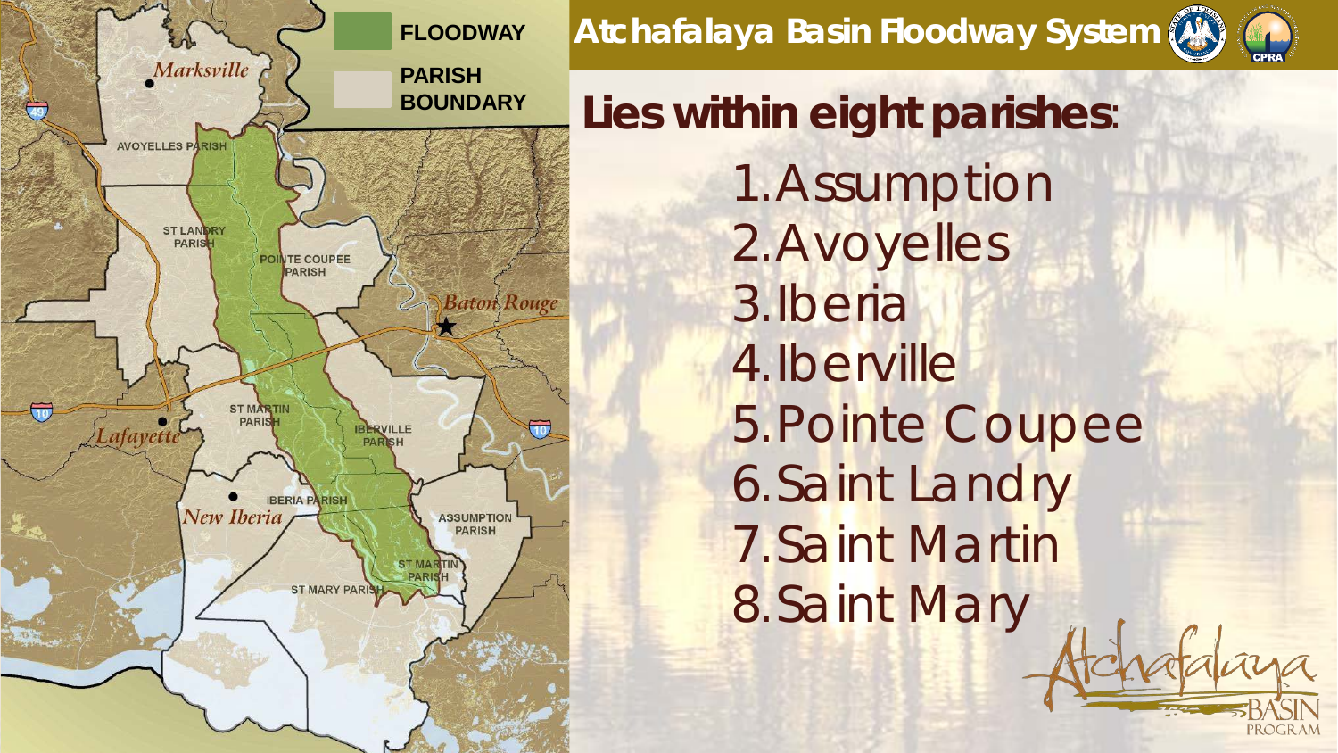# Atchafalaya Basin Floodway System

**Lies within eight parishes**:

1. Assumption
2. Avoyelles
3. Iberia
4. Iberville
5. Pointe Coupee
6. Saint Landry
7. Saint Martin
8. Saint Mary

FLOODWAY

PARISH BOUNDARY

Marksville

AVOYELLES PARISH

ST LANDRY PARISH

POINTE COUPEE PARISH

Baton Rouge

ST MARTIN PARISH

IBERVILLE PARISH

Lafayette

IBERIA PARISH

New Iberia

ASSUMPTION PARISH

ST MARTIN PARISH

ST MARY PARISH

Atchafalaya BASIN PROGRAM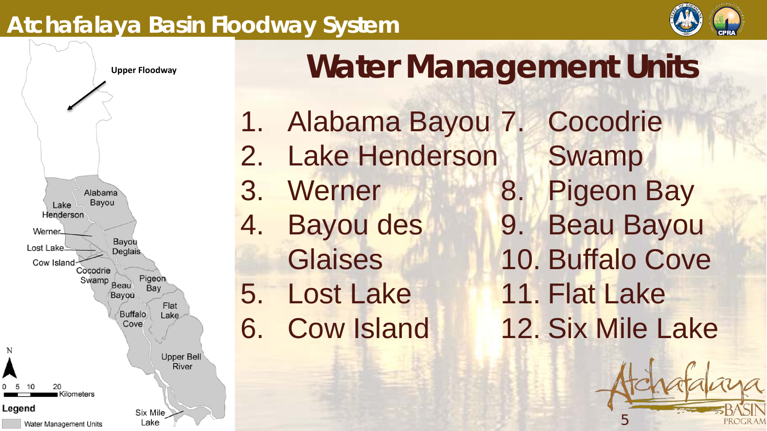# Atchafalaya Basin Floodway System

## Water Management Units

1. Alabama Bayou
2. Lake Henderson
3. Werner
4. Bayou des Glaises
5. Lost Lake
6. Cow Island
7. Cocodrie Swamp
8. Pigeon Bay
9. Beau Bayou
10. Buffalo Cove
11. Flat Lake
12. Six Mile Lake

Upper Floodway

Alabama Bayou
Lake Henderson
Werner
Bayou Deglais
Lost Lake
Cow Island
Cocodrie Swamp
Beau Bayou
Pigeon Bay
Flat Lake
Buffalo Cove
Upper Bell River
Six Mile Lake

N

0 5 10 20 Kilometers

Legend

Water Management Units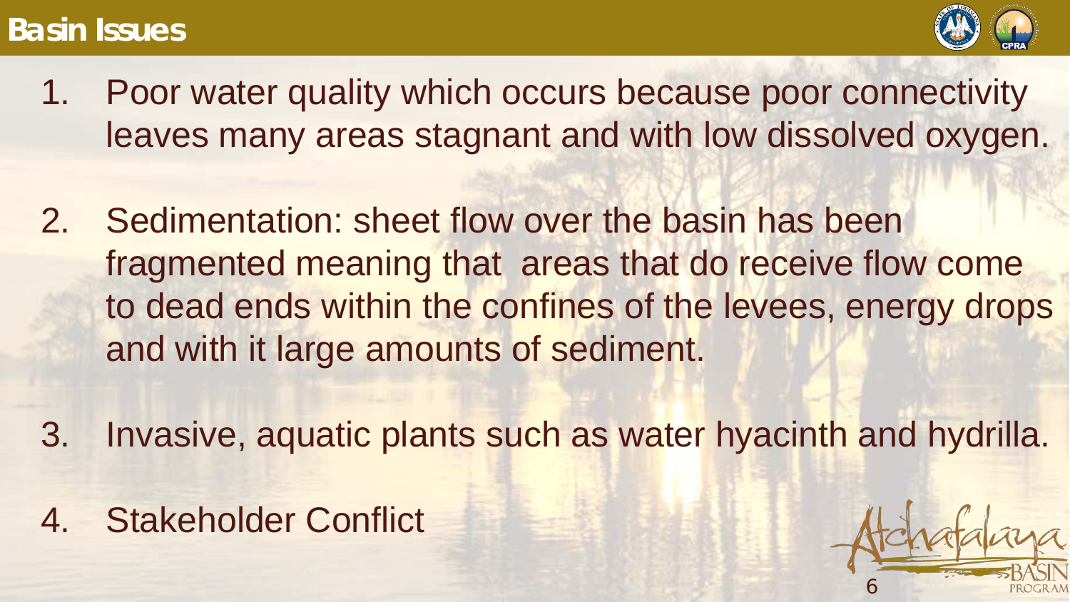# Basin Issues

1. Poor water quality which occurs because poor connectivity leaves many areas stagnant and with low dissolved oxygen.

2. Sedimentation: sheet flow over the basin has been fragmented meaning that areas that do receive flow come to dead ends within the confines of the levees, energy drops and with it large amounts of sediment.

3. Invasive, aquatic plants such as water hyacinth and hydrilla.

4. Stakeholder Conflict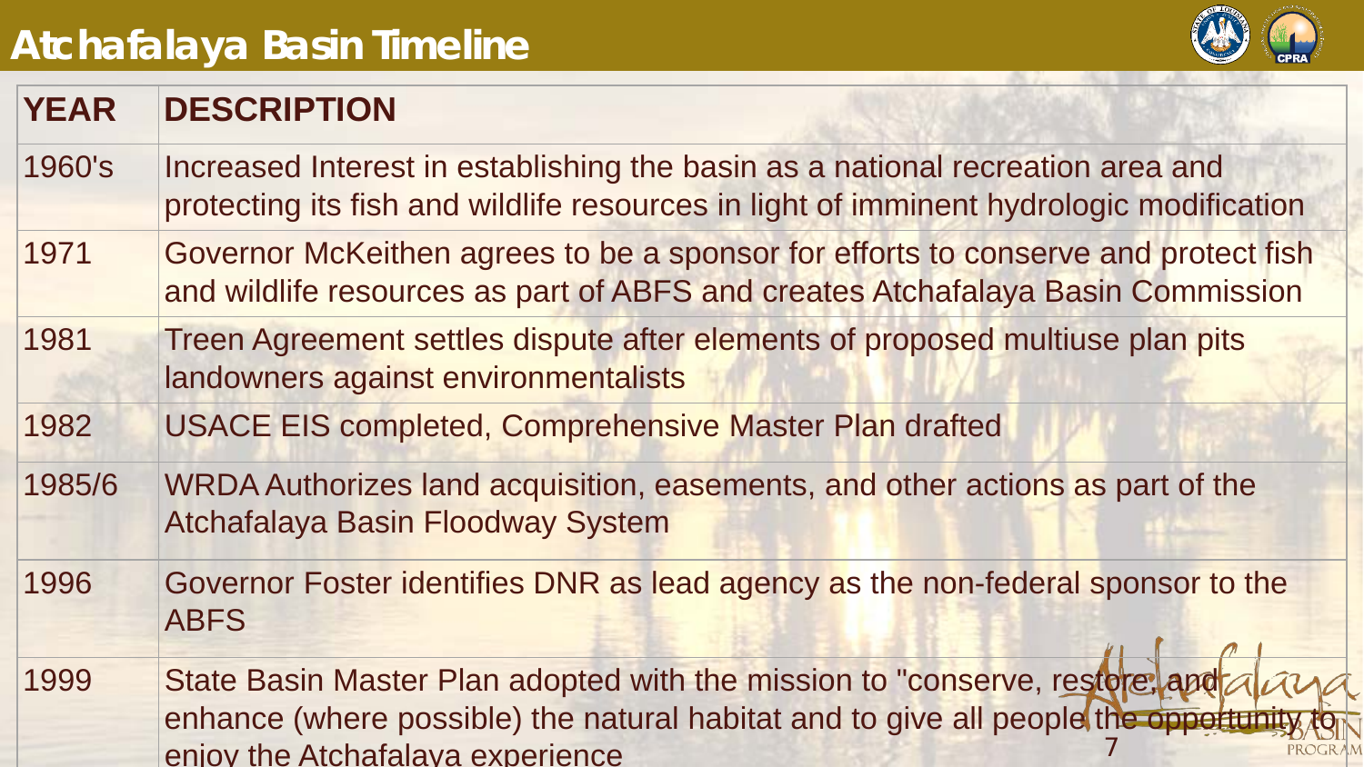# Atchafalaya Basin Timeline

| YEAR | DESCRIPTION |
|---|---|
| 1960's | Increased Interest in establishing the basin as a national recreation area and protecting its fish and wildlife resources in light of imminent hydrologic modification |
| 1971 | Governor McKeithen agrees to be a sponsor for efforts to conserve and protect fish and wildlife resources as part of ABFS and creates Atchafalaya Basin Commission |
| 1981 | Treen Agreement settles dispute after elements of proposed multiuse plan pits landowners against environmentalists |
| 1982 | USACE EIS completed, Comprehensive Master Plan drafted |
| 1985/6 | WRDA Authorizes land acquisition, easements, and other actions as part of the Atchafalaya Basin Floodway System |
| 1996 | Governor Foster identifies DNR as lead agency as the non-federal sponsor to the ABFS |
| 1999 | State Basin Master Plan adopted with the mission to "conserve, restore, and enhance (where possible) the natural habitat and to give all people the opportunity to enjoy the Atchafalaya experience |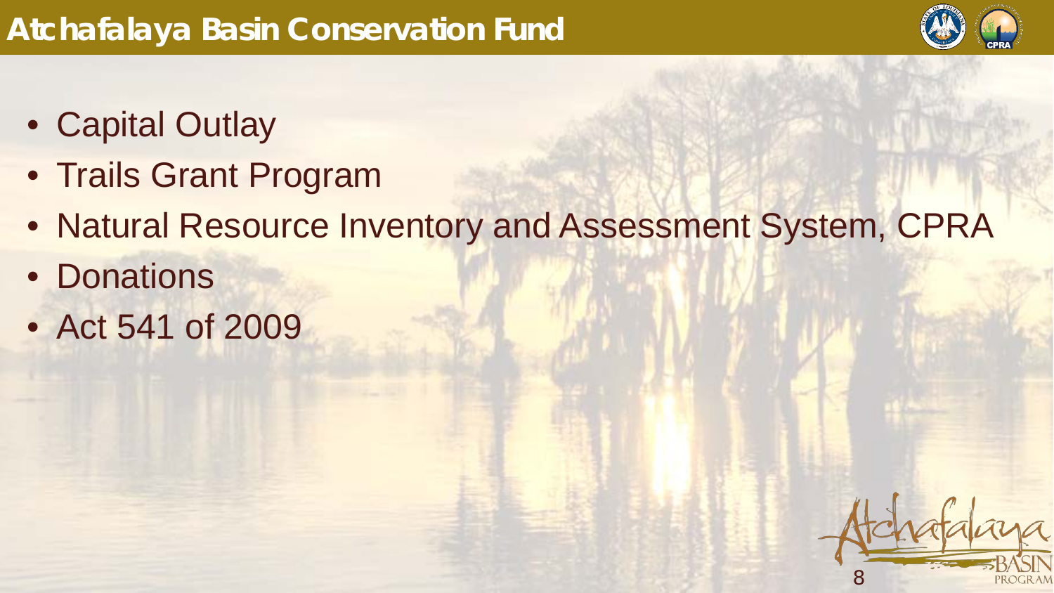# Atchafalaya Basin Conservation Fund

- Capital Outlay
- Trails Grant Program
- Natural Resource Inventory and Assessment System, CPRA
- Donations
- Act 541 of 2009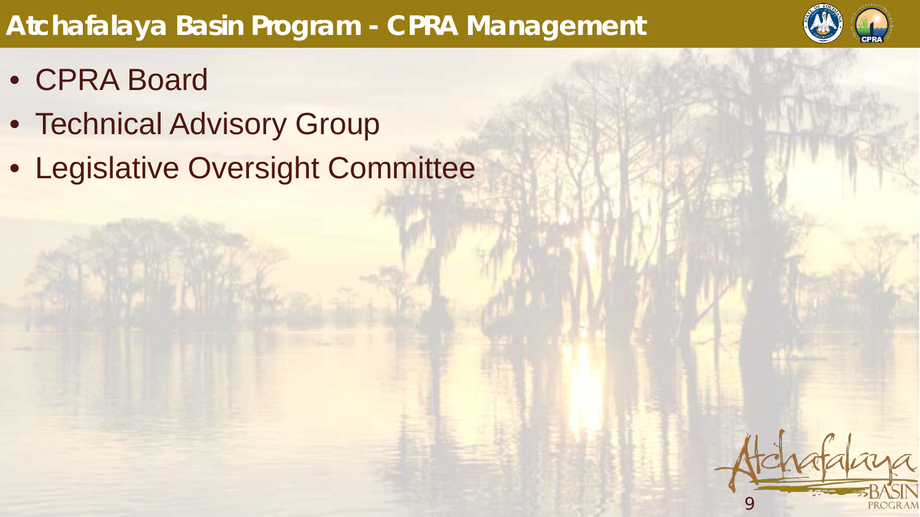# Atchafalaya Basin Program - CPRA Management

- CPRA Board
- Technical Advisory Group
- Legislative Oversight Committee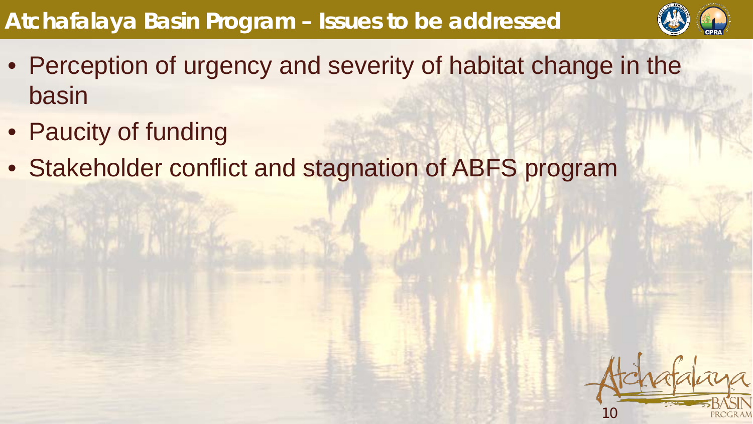# Atchafalaya Basin Program – Issues to be addressed

- Perception of urgency and severity of habitat change in the basin
- Paucity of funding
- Stakeholder conflict and stagnation of ABFS program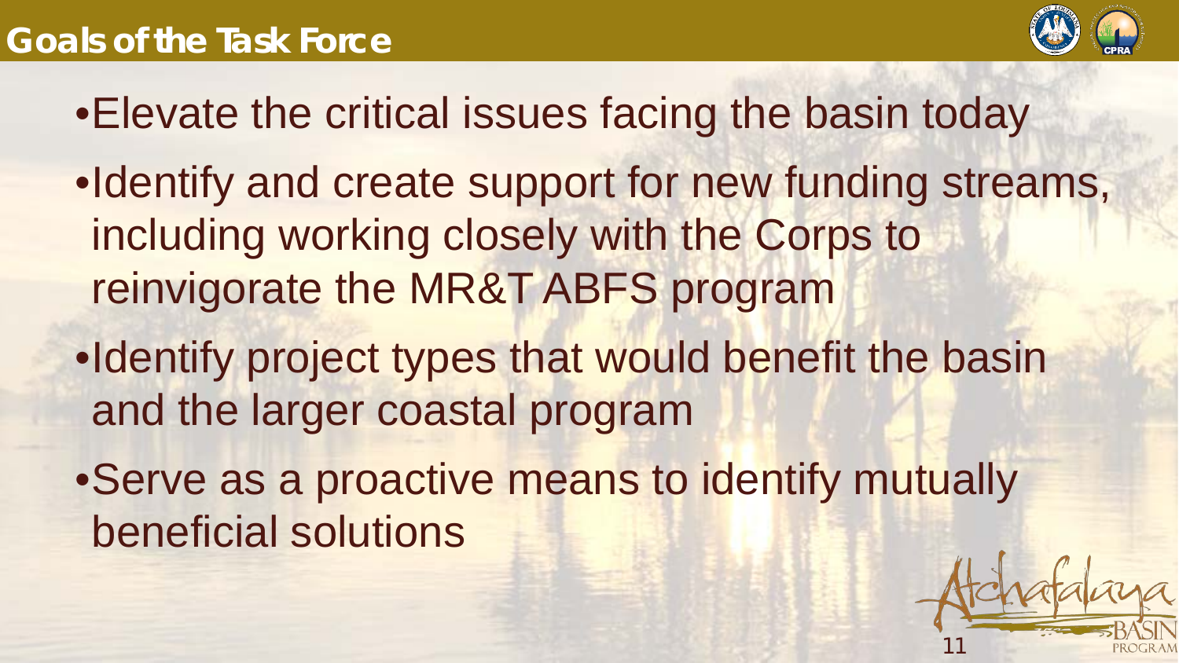# Goals of the Task Force

- Elevate the critical issues facing the basin today
- Identify and create support for new funding streams, including working closely with the Corps to reinvigorate the MR&T ABFS program
- Identify project types that would benefit the basin and the larger coastal program
- Serve as a proactive means to identify mutually beneficial solutions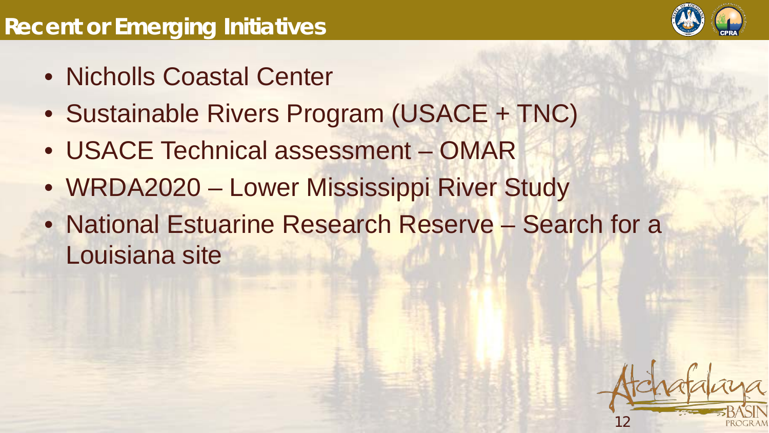# Recent or Emerging Initiatives

- Nicholls Coastal Center
- Sustainable Rivers Program (USACE + TNC)
- USACE Technical assessment – OMAR
- WRDA2020 – Lower Mississippi River Study
- National Estuarine Research Reserve – Search for a Louisiana site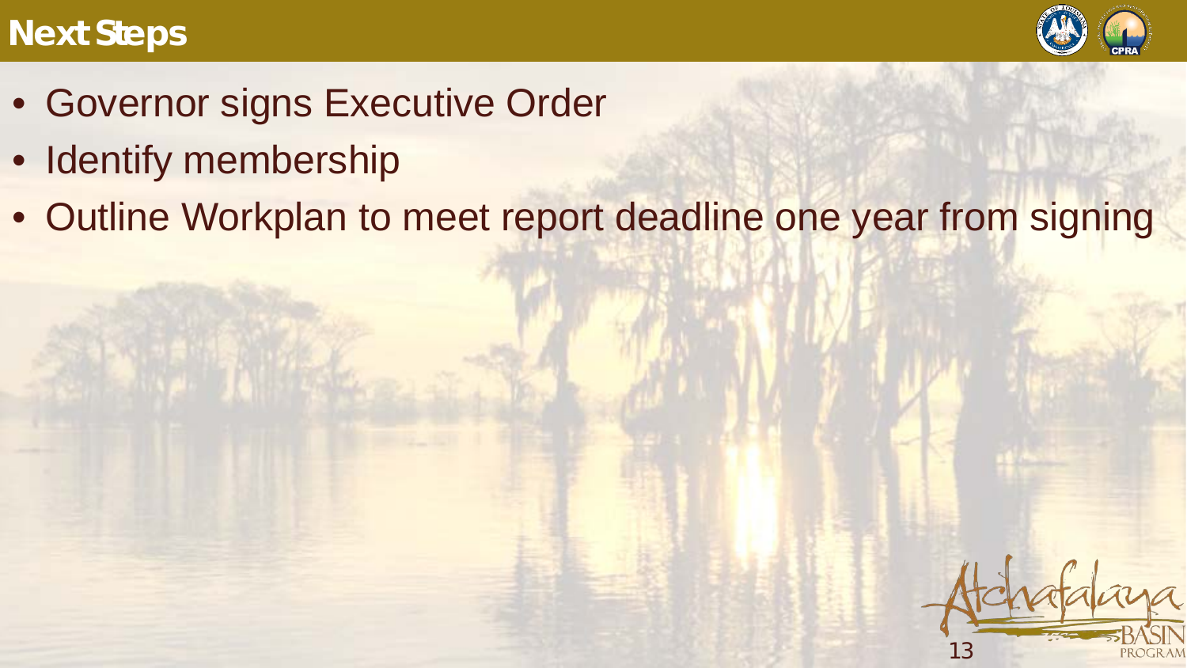# Next Steps

- Governor signs Executive Order
- Identify membership
- Outline Workplan to meet report deadline one year from signing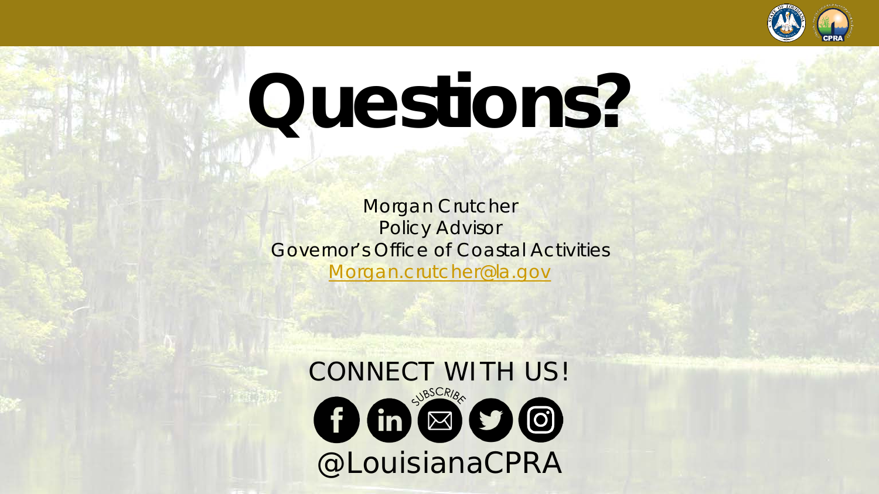# Questions?

Morgan Crutcher
Policy Advisor
Governor's Office of Coastal Activities
Morgan.crutcher@la.gov

CONNECT WITH US!

SUBSCRIBE

@LouisianaCPRA